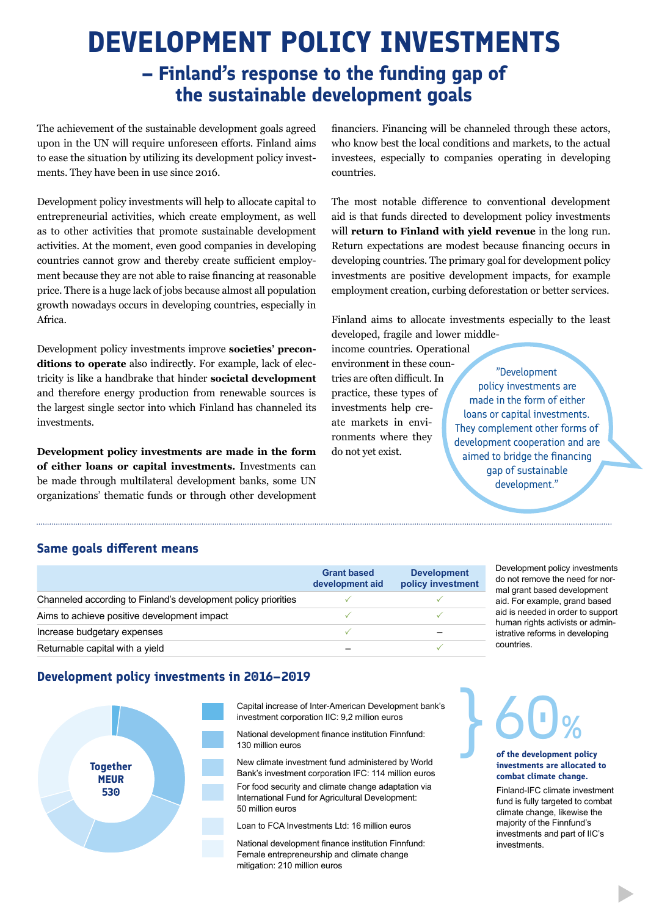# DEVELOPMENT POLICY INVESTMENTS

## – Finland's response to the funding gap of the sustainable development goals

The achievement of the sustainable development goals agreed upon in the UN will require unforeseen efforts. Finland aims to ease the situation by utilizing its development policy investments. They have been in use since 2016.

Development policy investments will help to allocate capital to entrepreneurial activities, which create employment, as well as to other activities that promote sustainable development activities. At the moment, even good companies in developing countries cannot grow and thereby create sufficient employment because they are not able to raise financing at reasonable price. There is a huge lack of jobs because almost all population growth nowadays occurs in developing countries, especially in Africa.

Development policy investments improve **societies' preconditions to operate** also indirectly. For example, lack of electricity is like a handbrake that hinder **societal development** and therefore energy production from renewable sources is the largest single sector into which Finland has channeled its investments.

**Development policy investments are made in the form of either loans or capital investments.** Investments can be made through multilateral development banks, some UN organizations' thematic funds or through other development financiers. Financing will be channeled through these actors, who know best the local conditions and markets, to the actual investees, especially to companies operating in developing countries.

The most notable difference to conventional development aid is that funds directed to development policy investments will **return to Finland with yield revenue** in the long run. Return expectations are modest because financing occurs in developing countries. The primary goal for development policy investments are positive development impacts, for example employment creation, curbing deforestation or better services.

Finland aims to allocate investments especially to the least developed, fragile and lower middle-income countries. Operational environment in these countries are often difficult. In practice, these types of investments help create markets in environments where they do not yet exist.

> "Development policy investments are made in the form of either loans or capital investments. They complement other forms of development cooperation and are aimed to bridge the financing gap of sustainable development."

### Same goals different means

| | Grant based development aid | Development policy investment |
|---|---|---|
| Channeled according to Finland's development policy priorities | ✓ | ✓ |
| Aims to achieve positive development impact | ✓ | ✓ |
| Increase budgetary expenses | ✓ | – |
| Returnable capital with a yield | – | ✓ |

Development policy investments do not remove the need for normal grant based development aid. For example, grand based aid is needed in order to support human rights activists or administrative reforms in developing countries.

### Development policy investments in 2016–2019

Together MEUR 530

- Capital increase of Inter-American Development bank's investment corporation IIC: 9,2 million euros
- National development finance institution Finnfund: 130 million euros
- New climate investment fund administered by World Bank's investment corporation IFC: 114 million euros
- For food security and climate change adaptation via International Fund for Agricultural Development: 50 million euros
- Loan to FCA Investments Ltd: 16 million euros
- National development finance institution Finnfund: Female entrepreneurship and climate change mitigation: 210 million euros

**60%**

**of the development policy investments are allocated to combat climate change.**

Finland-IFC climate investment fund is fully targeted to combat climate change, likewise the majority of the Finnfund's investments and part of IIC's investments.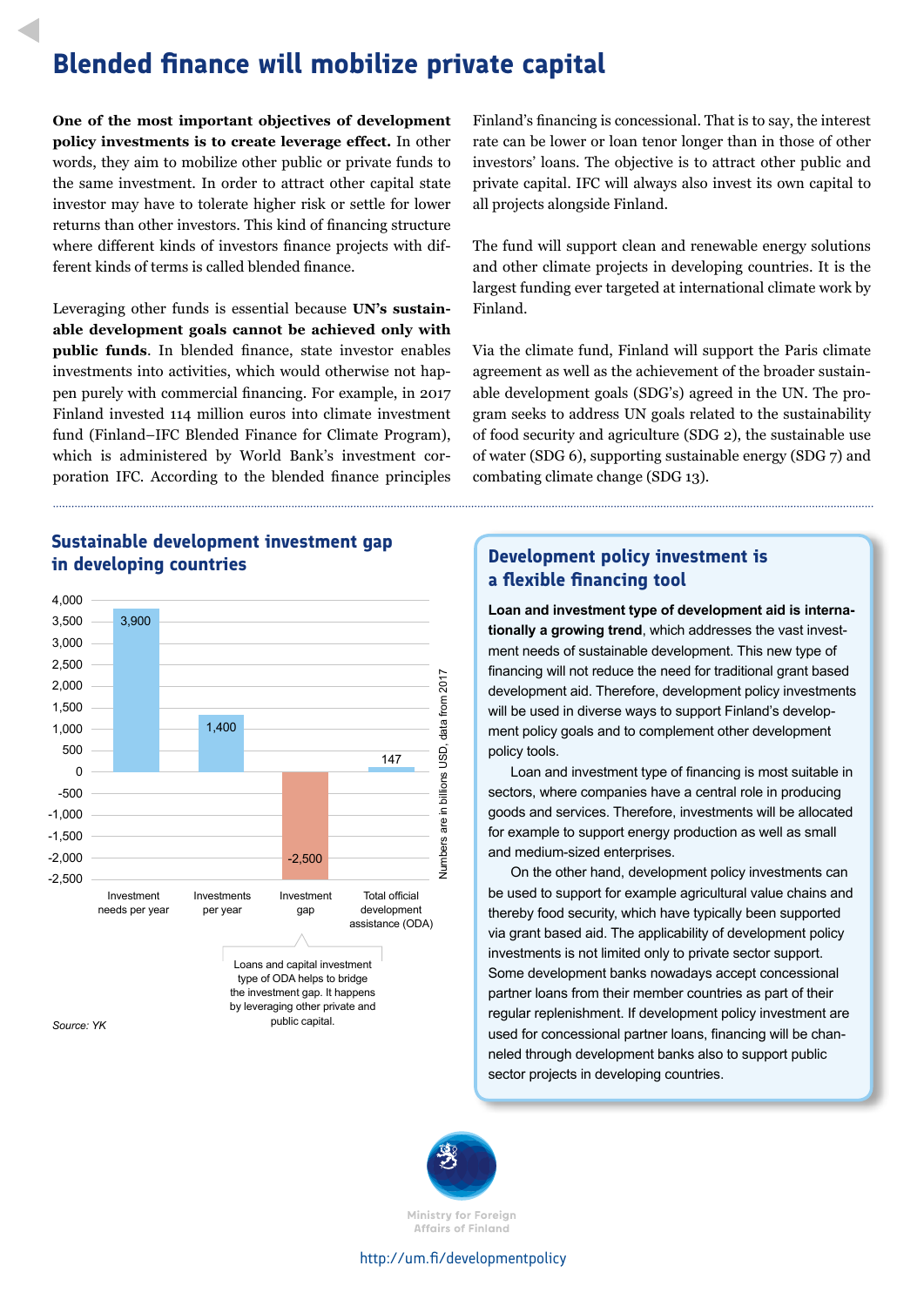# Blended finance will mobilize private capital

**One of the most important objectives of development policy investments is to create leverage effect.** In other words, they aim to mobilize other public or private funds to the same investment. In order to attract other capital state investor may have to tolerate higher risk or settle for lower returns than other investors. This kind of financing structure where different kinds of investors finance projects with different kinds of terms is called blended finance.

Leveraging other funds is essential because **UN's sustainable development goals cannot be achieved only with public funds**. In blended finance, state investor enables investments into activities, which would otherwise not happen purely with commercial financing. For example, in 2017 Finland invested 114 million euros into climate investment fund (Finland–IFC Blended Finance for Climate Program), which is administered by World Bank's investment corporation IFC. According to the blended finance principles Finland's financing is concessional. That is to say, the interest rate can be lower or loan tenor longer than in those of other investors' loans. The objective is to attract other public and private capital. IFC will always also invest its own capital to all projects alongside Finland.

The fund will support clean and renewable energy solutions and other climate projects in developing countries. It is the largest funding ever targeted at international climate work by Finland.

Via the climate fund, Finland will support the Paris climate agreement as well as the achievement of the broader sustainable development goals (SDG's) agreed in the UN. The program seeks to address UN goals related to the sustainability of food security and agriculture (SDG 2), the sustainable use of water (SDG 6), supporting sustainable energy (SDG 7) and combating climate change (SDG 13).

## Sustainable development investment gap in developing countries

4,000
3,500
3,000
2,500
2,000
1,500
1,000
500
0
-500
-1,000
-1,500
-2,000
-2,500

3,900
1,400
-2,500
147

Investment needs per year
Investments per year
Investment gap
Total official development assistance (ODA)

Numbers are in billions USD, data from 2017

Loans and capital investment type of ODA helps to bridge the investment gap. It happens by leveraging other private and public capital.

*Source: YK*

## Development policy investment is a flexible financing tool

**Loan and investment type of development aid is internationally a growing trend**, which addresses the vast investment needs of sustainable development. This new type of financing will not reduce the need for traditional grant based development aid. Therefore, development policy investments will be used in diverse ways to support Finland's development policy goals and to complement other development policy tools.

Loan and investment type of financing is most suitable in sectors, where companies have a central role in producing goods and services. Therefore, investments will be allocated for example to support energy production as well as small and medium-sized enterprises.

On the other hand, development policy investments can be used to support for example agricultural value chains and thereby food security, which have typically been supported via grant based aid. The applicability of development policy investments is not limited only to private sector support. Some development banks nowadays accept concessional partner loans from their member countries as part of their regular replenishment. If development policy investment are used for concessional partner loans, financing will be channeled through development banks also to support public sector projects in developing countries.

Ministry for Foreign Affairs of Finland

http://um.fi/developmentpolicy